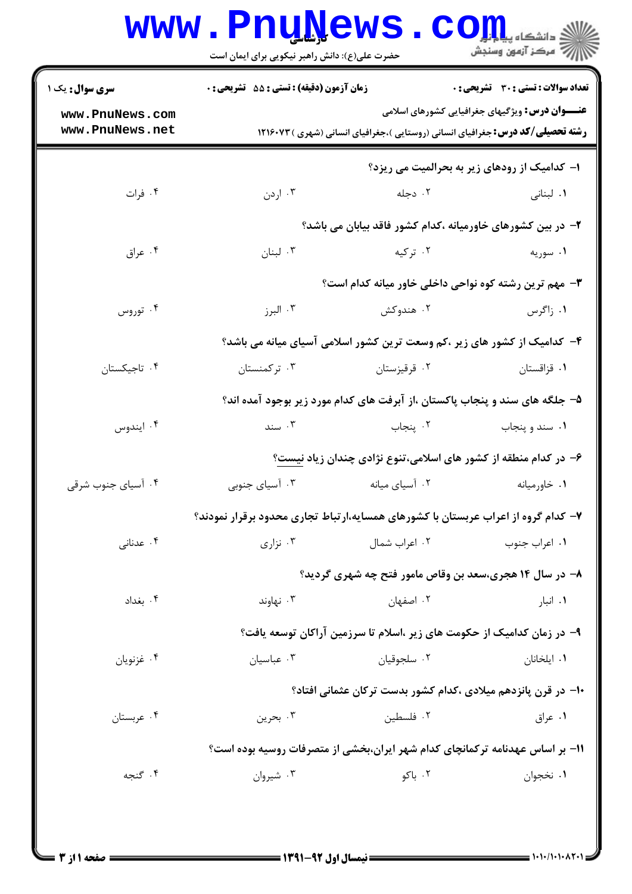کارشناسی

حضرت علی(ع): دانش راهبر نیکویی برای ایمان است

| سری سوال: یک ۱ | زمان آزمون (دقیقه) : تستی : ۵۵ تشریحی : ۰ | تعداد سوالات : تستی : ۳۰ تشریحی : ۰ |
| --- | --- | --- |

**عنـــوان درس:** ویژگیهای جغرافیایی کشورهای اسلامی

**رشته تحصیلی/کد درس:** جغرافیای انسانی (روستایی )،جغرافیای انسانی (شهری ) ۱۲۱۶۰۷۳

۱- کدامیک از رودهای زیر به بحرالمیت می ریزد؟

۱. لبنانی ۲. دجله ۳. اردن ۴. فرات

۲- در بین کشورهای خاورمیانه ،کدام کشور فاقد بیابان می باشد؟

۱. سوریه ۲. ترکیه ۳. لبنان ۴. عراق

۳- مهم ترین رشته کوه نواحی داخلی خاور میانه کدام است؟

۱. زاگرس ۲. هندوکش ۳. البرز ۴. توروس

۴- کدامیک از کشور های زیر ،کم وسعت ترین کشور اسلامی آسیای میانه می باشد؟

۱. قزاقستان ۲. قرقیزستان ۳. ترکمنستان ۴. تاجیکستان

۵- جلگه های سند و پنجاب پاکستان ،از آبرفت های کدام مورد زیر بوجود آمده اند؟

۱. سند و پنجاب ۲. پنجاب ۳. سند ۴. ایندوس

۶- در کدام منطقه از کشور های اسلامی،تنوع نژادی چندان زیاد نیست؟

۱. خاورمیانه ۲. آسیای میانه ۳. آسیای جنوبی ۴. آسیای جنوب شرقی

۷- کدام گروه از اعراب عربستان با کشورهای همسایه،ارتباط تجاری محدود برقرار نمودند؟

۱. اعراب جنوب ۲. اعراب شمال ۳. نزاری ۴. عدنانی

۸- در سال ۱۴ هجری،سعد بن وقاص مامور فتح چه شهری گردید؟

۱. انبار ۲. اصفهان ۳. نهاوند ۴. بغداد

۹- در زمان کدامیک از حکومت های زیر ،اسلام تا سرزمین آراکان توسعه یافت؟

۱. ایلخانان ۲. سلجوقیان ۳. عباسیان ۴. غزنویان

۱۰- در قرن پانزدهم میلادی ،کدام کشور بدست ترکان عثمانی افتاد؟

۱. عراق ۲. فلسطین ۳. بحرین ۴. عربستان

۱۱- بر اساس عهدنامه ترکمانچای کدام شهر ایران،بخشی از متصرفات روسیه بوده است؟

۱. نخجوان ۲. باکو ۳. شیروان ۴. گنجه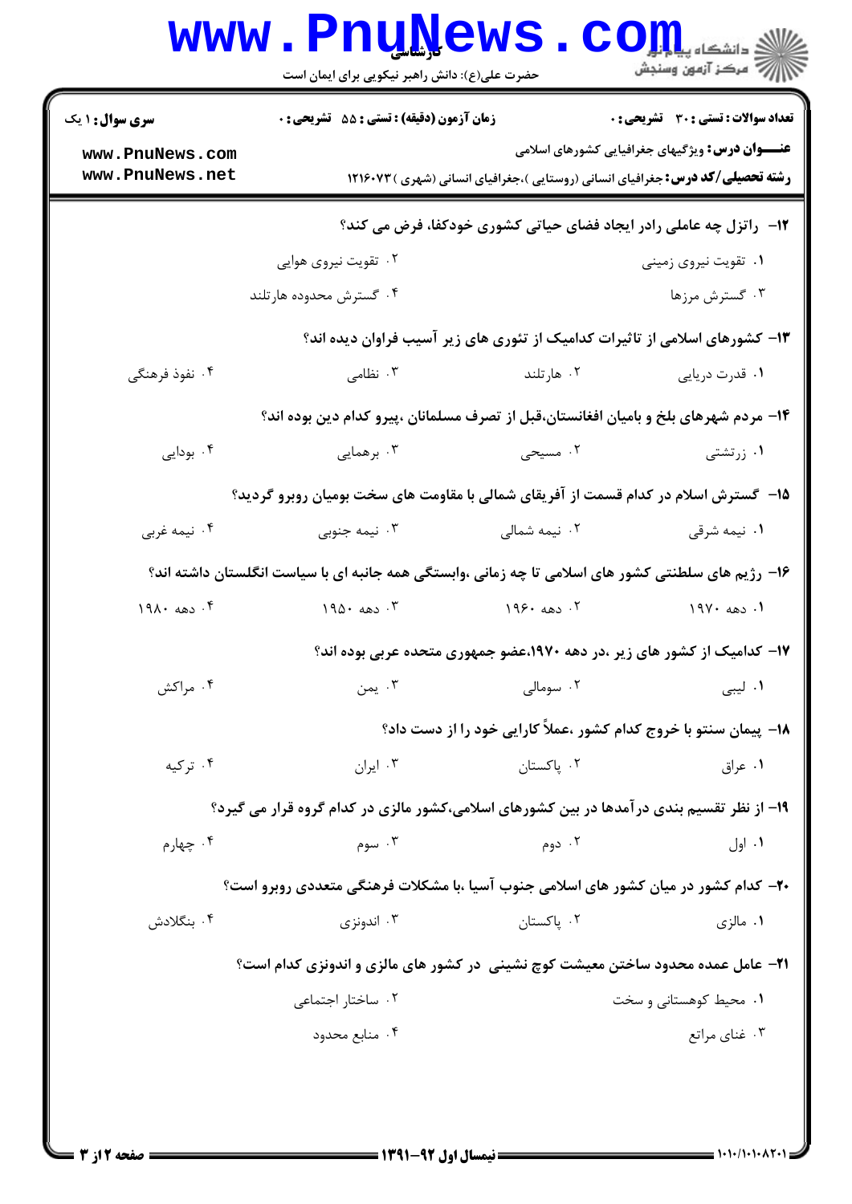**سری سوال:** ۱ یک
**زمان آزمون (دقیقه) :** تستی : ۵۵ تشریحی : ۰
**تعداد سوالات :** تستی : ۳۰ تشریحی : ۰

**عنـــوان درس:** ویژگیهای جغرافیایی کشورهای اسلامی

**رشته تحصیلی/کد درس:** جغرافیای انسانی (روستایی )،جغرافیای انسانی (شهری ) ۱۲۱۶۰۷۳

۱۲- راتزل چه عاملی رادر ایجاد فضای حیاتی کشوری خودکفا، فرض می کند؟

۱. تقویت نیروی زمینی
۲. تقویت نیروی هوایی
۳. گسترش مرزها
۴. گسترش محدوده هارتلند

۱۳- کشورهای اسلامی از تاثیرات کدامیک از تئوری های زیر آسیب فراوان دیده اند؟

۱. قدرت دریایی
۲. هارتلند
۳. نظامی
۴. نفوذ فرهنگی

۱۴- مردم شهرهای بلخ و بامیان افغانستان،قبل از تصرف مسلمانان ،پیرو کدام دین بوده اند؟

۱. زرتشتی
۲. مسیحی
۳. برهمایی
۴. بودایی

۱۵- گسترش اسلام در کدام قسمت از آفریقای شمالی با مقاومت های سخت بومیان روبرو گردید؟

۱. نیمه شرقی
۲. نیمه شمالی
۳. نیمه جنوبی
۴. نیمه غربی

۱۶- رژیم های سلطنتی کشور های اسلامی تا چه زمانی ،وابستگی همه جانبه ای با سیاست انگلستان داشته اند؟

۱. دهه ۱۹۷۰
۲. دهه ۱۹۶۰
۳. دهه ۱۹۵۰
۴. دهه ۱۹۸۰

۱۷- کدامیک از کشور های زیر ،در دهه ۱۹۷۰،عضو جمهوری متحده عربی بوده اند؟

۱. لیبی
۲. سومالی
۳. یمن
۴. مراکش

۱۸- پیمان سنتو با خروج کدام کشور ،عملاً کارایی خود را از دست داد؟

۱. عراق
۲. پاکستان
۳. ایران
۴. ترکیه

۱۹- از نظر تقسیم بندی درآمدها در بین کشورهای اسلامی،کشور مالزی در کدام گروه قرار می گیرد؟

۱. اول
۲. دوم
۳. سوم
۴. چهارم

۲۰- کدام کشور در میان کشور های اسلامی جنوب آسیا ،با مشکلات فرهنگی متعددی روبرو است؟

۱. مالزی
۲. پاکستان
۳. اندونزی
۴. بنگلادش

۲۱- عامل عمده محدود ساختن معیشت کوچ نشینی در کشور های مالزی و اندونزی کدام است؟

۱. محیط کوهستانی و سخت
۲. ساختار اجتماعی
۳. غنای مراتع
۴. منابع محدود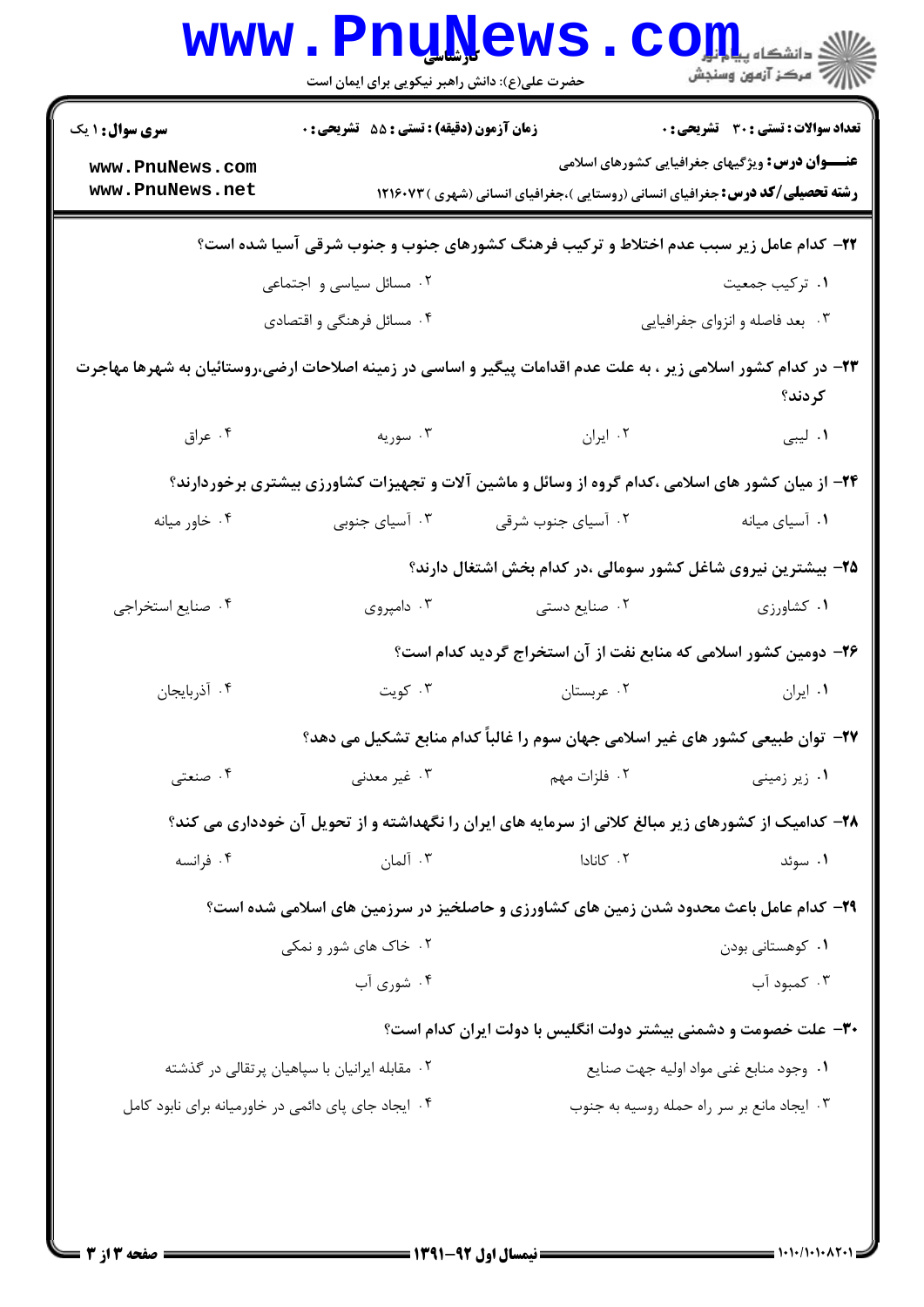۲۲- کدام عامل زیر سبب عدم اختلاط و ترکیب فرهنگ کشورهای جنوب و جنوب شرقی آسیا شده است؟

۱. ترکیب جمعیت
۲. مسائل سیاسی و اجتماعی
۳. بعد فاصله و انزوای جغرافیایی
۴. مسائل فرهنگی و اقتصادی

۲۳- در کدام کشور اسلامی زیر ، به علت عدم اقدامات پیگیر و اساسی در زمینه اصلاحات ارضی،روستائیان به شهرها مهاجرت کردند؟

۱. لیبی
۲. ایران
۳. سوریه
۴. عراق

۲۴- از میان کشور های اسلامی ،کدام گروه از وسائل و ماشین آلات و تجهیزات کشاورزی بیشتری برخوردارند؟

۱. آسیای میانه
۲. آسیای جنوب شرقی
۳. آسیای جنوبی
۴. خاور میانه

۲۵- بیشترین نیروی شاغل کشور سومالی ،در کدام بخش اشتغال دارند؟

۱. کشاورزی
۲. صنایع دستی
۳. دامپروری
۴. صنایع استخراجی

۲۶- دومین کشور اسلامی که منابع نفت از آن استخراج گردید کدام است؟

۱. ایران
۲. عربستان
۳. کویت
۴. آذربایجان

۲۷- توان طبیعی کشور های غیر اسلامی جهان سوم را غالباً کدام منابع تشکیل می دهد؟

۱. زیر زمینی
۲. فلزات مهم
۳. غیر معدنی
۴. صنعتی

۲۸- کدامیک از کشورهای زیر مبالغ کلانی از سرمایه های ایران را نگهداشته و از تحویل آن خودداری می کند؟

۱. سوئد
۲. کانادا
۳. آلمان
۴. فرانسه

۲۹- کدام عامل باعث محدود شدن زمین های کشاورزی و حاصلخیز در سرزمین های اسلامی شده است؟

۱. کوهستانی بودن
۲. خاک های شور و نمکی
۳. کمبود آب
۴. شوری آب

۳۰- علت خصومت و دشمنی بیشتر دولت انگلیس با دولت ایران کدام است؟

۱. وجود منابع غنی مواد اولیه جهت صنایع
۲. مقابله ایرانیان با سپاهیان پرتقالی در گذشته
۳. ایجاد مانع بر سر راه حمله روسیه به جنوب
۴. ایجاد جای پای دائمی در خاورمیانه برای نابود کامل